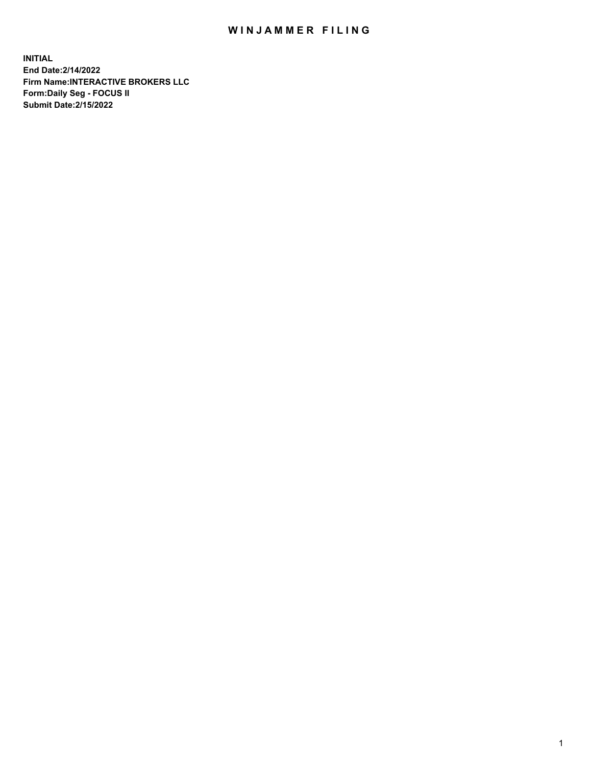# WINJAMMER FILING

**INITIAL**
**End Date:2/14/2022**
**Firm Name:INTERACTIVE BROKERS LLC**
**Form:Daily Seg - FOCUS II**
**Submit Date:2/15/2022**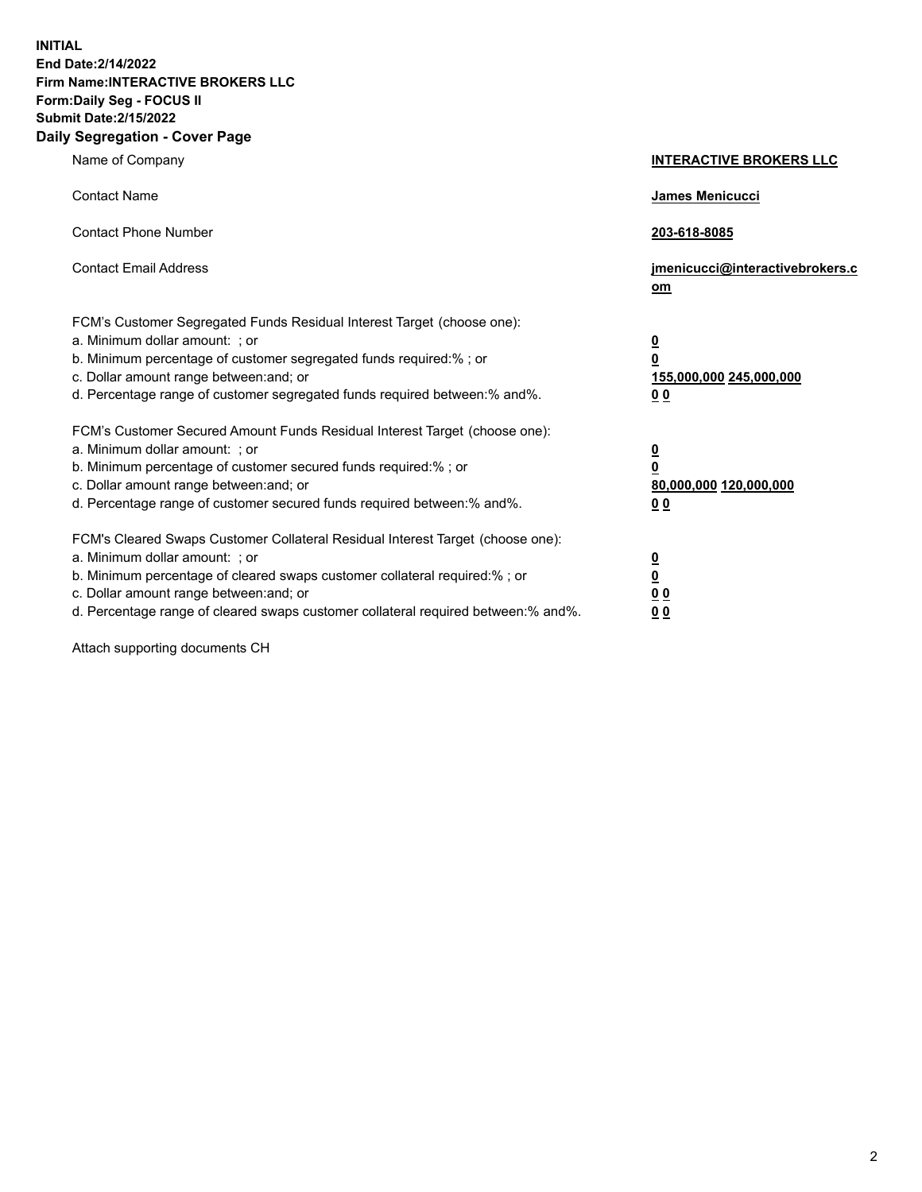**INITIAL**
**End Date:2/14/2022**
**Firm Name:INTERACTIVE BROKERS LLC**
**Form:Daily Seg - FOCUS II**
**Submit Date:2/15/2022**

## Daily Segregation - Cover Page

| | |
|---|---|
| Name of Company | **INTERACTIVE BROKERS LLC** |
| Contact Name | **James Menicucci** |
| Contact Phone Number | **203-618-8085** |
| Contact Email Address | **jmenicucci@interactivebrokers.com** |

FCM's Customer Segregated Funds Residual Interest Target (choose one):

| | |
|---|---|
| a. Minimum dollar amount: ; or | **0** |
| b. Minimum percentage of customer segregated funds required:% ; or | **0** |
| c. Dollar amount range between:and; or | **155,000,000 245,000,000** |
| d. Percentage range of customer segregated funds required between:% and%. | **0 0** |

FCM's Customer Secured Amount Funds Residual Interest Target (choose one):

| | |
|---|---|
| a. Minimum dollar amount: ; or | **0** |
| b. Minimum percentage of customer secured funds required:% ; or | **0** |
| c. Dollar amount range between:and; or | **80,000,000 120,000,000** |
| d. Percentage range of customer secured funds required between:% and%. | **0 0** |

FCM's Cleared Swaps Customer Collateral Residual Interest Target (choose one):

| | |
|---|---|
| a. Minimum dollar amount: ; or | **0** |
| b. Minimum percentage of cleared swaps customer collateral required:% ; or | **0** |
| c. Dollar amount range between:and; or | **0 0** |
| d. Percentage range of cleared swaps customer collateral required between:% and%. | **0 0** |

Attach supporting documents CH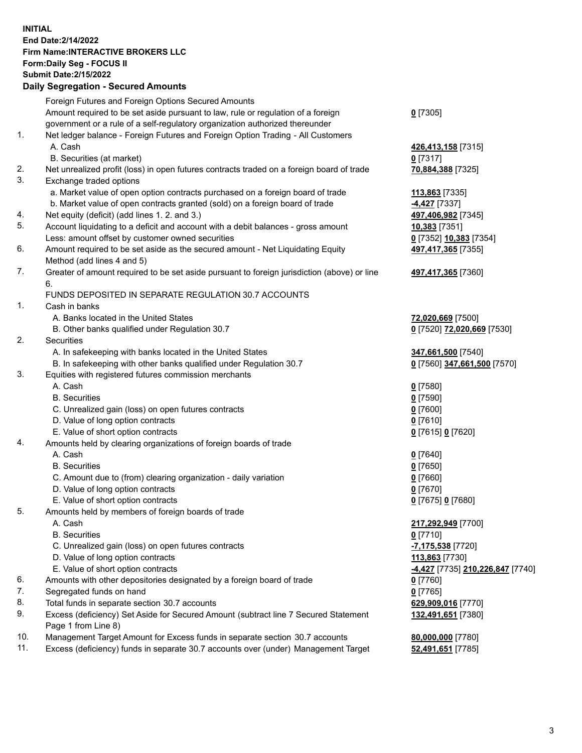**INITIAL**
**End Date:2/14/2022**
**Firm Name:INTERACTIVE BROKERS LLC**
**Form:Daily Seg - FOCUS II**
**Submit Date:2/15/2022**

### Daily Segregation - Secured Amounts

| | | |
|---|---|---|
| | Foreign Futures and Foreign Options Secured Amounts | |
| | Amount required to be set aside pursuant to law, rule or regulation of a foreign government or a rule of a self-regulatory organization authorized thereunder | **0** [7305] |
| 1. | Net ledger balance - Foreign Futures and Foreign Option Trading - All Customers | |
| | A. Cash | **426,413,158** [7315] |
| | B. Securities (at market) | **0** [7317] |
| 2. | Net unrealized profit (loss) in open futures contracts traded on a foreign board of trade | **70,884,388** [7325] |
| 3. | Exchange traded options | |
| | a. Market value of open option contracts purchased on a foreign board of trade | **113,863** [7335] |
| | b. Market value of open contracts granted (sold) on a foreign board of trade | **-4,427** [7337] |
| 4. | Net equity (deficit) (add lines 1. 2. and 3.) | **497,406,982** [7345] |
| 5. | Account liquidating to a deficit and account with a debit balances - gross amount | **10,383** [7351] |
| | Less: amount offset by customer owned securities | **0** [7352] **10,383** [7354] |
| 6. | Amount required to be set aside as the secured amount - Net Liquidating Equity Method (add lines 4 and 5) | **497,417,365** [7355] |
| 7. | Greater of amount required to be set aside pursuant to foreign jurisdiction (above) or line 6. | **497,417,365** [7360] |
| | FUNDS DEPOSITED IN SEPARATE REGULATION 30.7 ACCOUNTS | |
| 1. | Cash in banks | |
| | A. Banks located in the United States | **72,020,669** [7500] |
| | B. Other banks qualified under Regulation 30.7 | **0** [7520] **72,020,669** [7530] |
| 2. | Securities | |
| | A. In safekeeping with banks located in the United States | **347,661,500** [7540] |
| | B. In safekeeping with other banks qualified under Regulation 30.7 | **0** [7560] **347,661,500** [7570] |
| 3. | Equities with registered futures commission merchants | |
| | A. Cash | **0** [7580] |
| | B. Securities | **0** [7590] |
| | C. Unrealized gain (loss) on open futures contracts | **0** [7600] |
| | D. Value of long option contracts | **0** [7610] |
| | E. Value of short option contracts | **0** [7615] **0** [7620] |
| 4. | Amounts held by clearing organizations of foreign boards of trade | |
| | A. Cash | **0** [7640] |
| | B. Securities | **0** [7650] |
| | C. Amount due to (from) clearing organization - daily variation | **0** [7660] |
| | D. Value of long option contracts | **0** [7670] |
| | E. Value of short option contracts | **0** [7675] **0** [7680] |
| 5. | Amounts held by members of foreign boards of trade | |
| | A. Cash | **217,292,949** [7700] |
| | B. Securities | **0** [7710] |
| | C. Unrealized gain (loss) on open futures contracts | **-7,175,538** [7720] |
| | D. Value of long option contracts | **113,863** [7730] |
| | E. Value of short option contracts | **-4,427** [7735] **210,226,847** [7740] |
| 6. | Amounts with other depositories designated by a foreign board of trade | **0** [7760] |
| 7. | Segregated funds on hand | **0** [7765] |
| 8. | Total funds in separate section 30.7 accounts | **629,909,016** [7770] |
| 9. | Excess (deficiency) Set Aside for Secured Amount (subtract line 7 Secured Statement Page 1 from Line 8) | **132,491,651** [7380] |
| 10. | Management Target Amount for Excess funds in separate section 30.7 accounts | **80,000,000** [7780] |
| 11. | Excess (deficiency) funds in separate 30.7 accounts over (under) Management Target | **52,491,651** [7785] |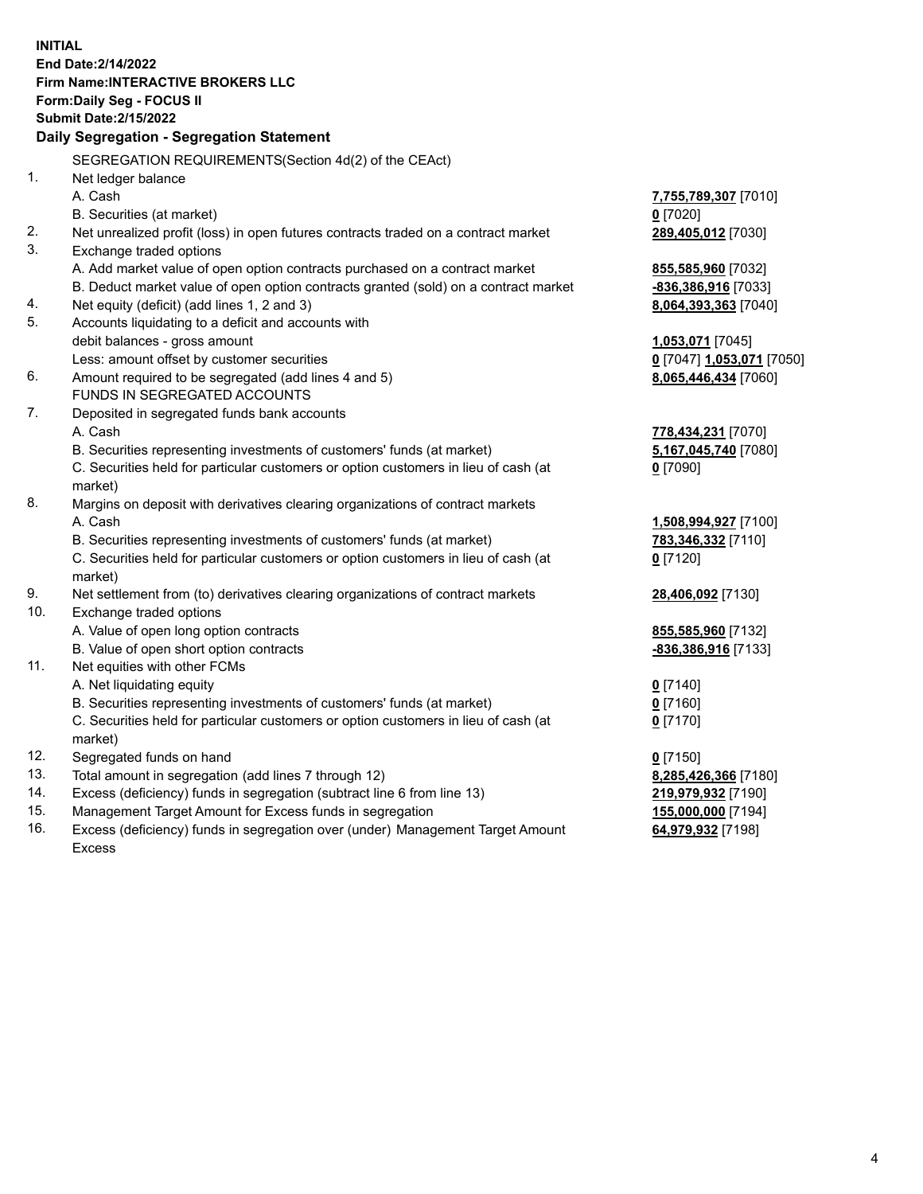**INITIAL**
**End Date:2/14/2022**
**Firm Name:INTERACTIVE BROKERS LLC**
**Form:Daily Seg - FOCUS II**
**Submit Date:2/15/2022**

## Daily Segregation - Segregation Statement

SEGREGATION REQUIREMENTS(Section 4d(2) of the CEAct)

| | | |
|---|---|---|
| 1. | Net ledger balance | |
| | A. Cash | **7,755,789,307** [7010] |
| | B. Securities (at market) | **0** [7020] |
| 2. | Net unrealized profit (loss) in open futures contracts traded on a contract market | **289,405,012** [7030] |
| 3. | Exchange traded options | |
| | A. Add market value of open option contracts purchased on a contract market | **855,585,960** [7032] |
| | B. Deduct market value of open option contracts granted (sold) on a contract market | **-836,386,916** [7033] |
| 4. | Net equity (deficit) (add lines 1, 2 and 3) | **8,064,393,363** [7040] |
| 5. | Accounts liquidating to a deficit and accounts with debit balances - gross amount | **1,053,071** [7045] |
| | Less: amount offset by customer securities | **0** [7047] **1,053,071** [7050] |
| 6. | Amount required to be segregated (add lines 4 and 5) | **8,065,446,434** [7060] |
| | FUNDS IN SEGREGATED ACCOUNTS | |
| 7. | Deposited in segregated funds bank accounts | |
| | A. Cash | **778,434,231** [7070] |
| | B. Securities representing investments of customers' funds (at market) | **5,167,045,740** [7080] |
| | C. Securities held for particular customers or option customers in lieu of cash (at market) | **0** [7090] |
| 8. | Margins on deposit with derivatives clearing organizations of contract markets | |
| | A. Cash | **1,508,994,927** [7100] |
| | B. Securities representing investments of customers' funds (at market) | **783,346,332** [7110] |
| | C. Securities held for particular customers or option customers in lieu of cash (at market) | **0** [7120] |
| 9. | Net settlement from (to) derivatives clearing organizations of contract markets | **28,406,092** [7130] |
| 10. | Exchange traded options | |
| | A. Value of open long option contracts | **855,585,960** [7132] |
| | B. Value of open short option contracts | **-836,386,916** [7133] |
| 11. | Net equities with other FCMs | |
| | A. Net liquidating equity | **0** [7140] |
| | B. Securities representing investments of customers' funds (at market) | **0** [7160] |
| | C. Securities held for particular customers or option customers in lieu of cash (at market) | **0** [7170] |
| 12. | Segregated funds on hand | **0** [7150] |
| 13. | Total amount in segregation (add lines 7 through 12) | **8,285,426,366** [7180] |
| 14. | Excess (deficiency) funds in segregation (subtract line 6 from line 13) | **219,979,932** [7190] |
| 15. | Management Target Amount for Excess funds in segregation | **155,000,000** [7194] |
| 16. | Excess (deficiency) funds in segregation over (under) Management Target Amount Excess | **64,979,932** [7198] |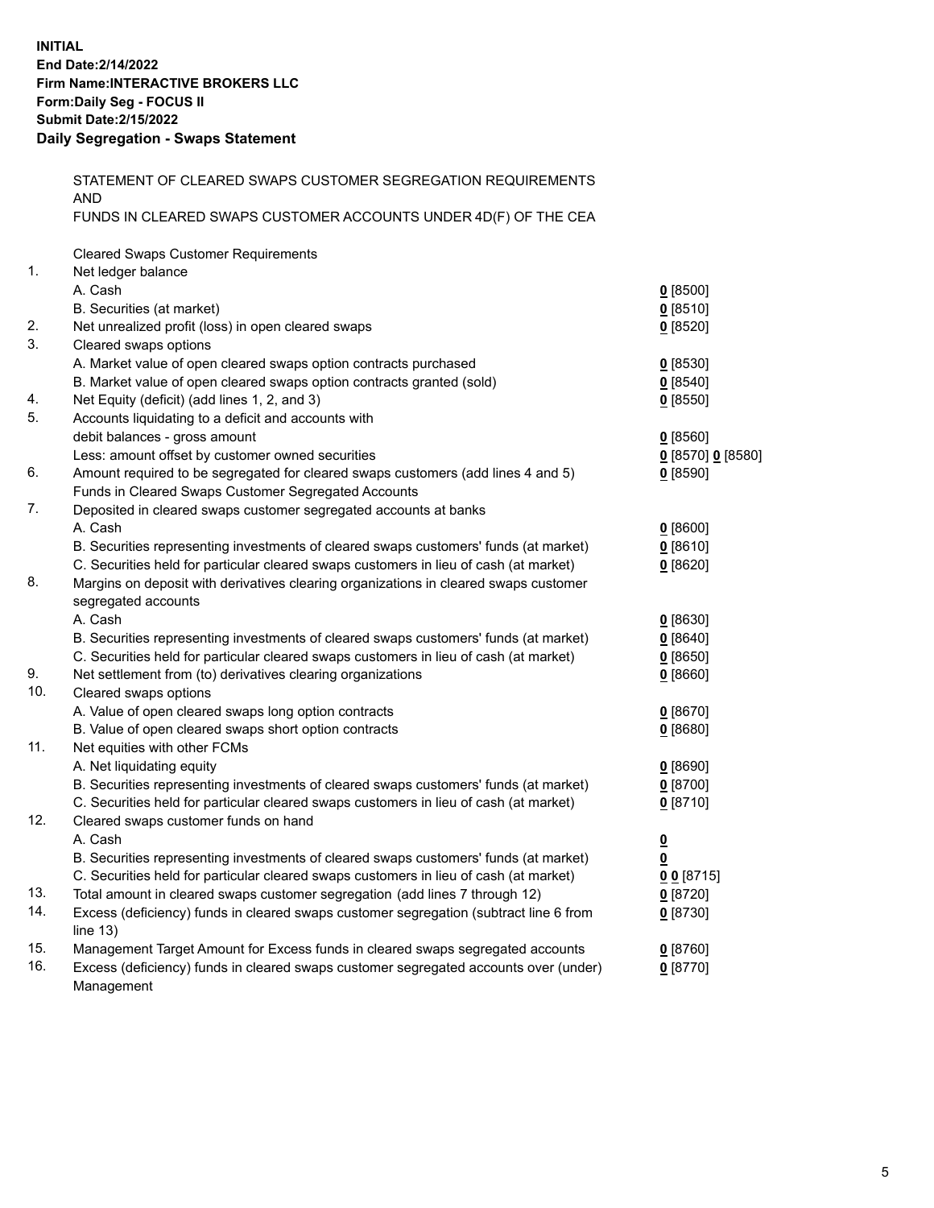**INITIAL**
**End Date:2/14/2022**
**Firm Name:INTERACTIVE BROKERS LLC**
**Form:Daily Seg - FOCUS II**
**Submit Date:2/15/2022**
**Daily Segregation - Swaps Statement**

STATEMENT OF CLEARED SWAPS CUSTOMER SEGREGATION REQUIREMENTS AND FUNDS IN CLEARED SWAPS CUSTOMER ACCOUNTS UNDER 4D(F) OF THE CEA

| | | |
|---|---|---|
| | Cleared Swaps Customer Requirements | |
| 1. | Net ledger balance | |
| | A. Cash | **0** [8500] |
| | B. Securities (at market) | **0** [8510] |
| 2. | Net unrealized profit (loss) in open cleared swaps | **0** [8520] |
| 3. | Cleared swaps options | |
| | A. Market value of open cleared swaps option contracts purchased | **0** [8530] |
| | B. Market value of open cleared swaps option contracts granted (sold) | **0** [8540] |
| 4. | Net Equity (deficit) (add lines 1, 2, and 3) | **0** [8550] |
| 5. | Accounts liquidating to a deficit and accounts with | |
| | debit balances - gross amount | **0** [8560] |
| | Less: amount offset by customer owned securities | **0** [8570] **0** [8580] |
| 6. | Amount required to be segregated for cleared swaps customers (add lines 4 and 5) | **0** [8590] |
| | Funds in Cleared Swaps Customer Segregated Accounts | |
| 7. | Deposited in cleared swaps customer segregated accounts at banks | |
| | A. Cash | **0** [8600] |
| | B. Securities representing investments of cleared swaps customers' funds (at market) | **0** [8610] |
| | C. Securities held for particular cleared swaps customers in lieu of cash (at market) | **0** [8620] |
| 8. | Margins on deposit with derivatives clearing organizations in cleared swaps customer segregated accounts | |
| | A. Cash | **0** [8630] |
| | B. Securities representing investments of cleared swaps customers' funds (at market) | **0** [8640] |
| | C. Securities held for particular cleared swaps customers in lieu of cash (at market) | **0** [8650] |
| 9. | Net settlement from (to) derivatives clearing organizations | **0** [8660] |
| 10. | Cleared swaps options | |
| | A. Value of open cleared swaps long option contracts | **0** [8670] |
| | B. Value of open cleared swaps short option contracts | **0** [8680] |
| 11. | Net equities with other FCMs | |
| | A. Net liquidating equity | **0** [8690] |
| | B. Securities representing investments of cleared swaps customers' funds (at market) | **0** [8700] |
| | C. Securities held for particular cleared swaps customers in lieu of cash (at market) | **0** [8710] |
| 12. | Cleared swaps customer funds on hand | |
| | A. Cash | **0** |
| | B. Securities representing investments of cleared swaps customers' funds (at market) | **0** |
| | C. Securities held for particular cleared swaps customers in lieu of cash (at market) | **0** **0** [8715] |
| 13. | Total amount in cleared swaps customer segregation (add lines 7 through 12) | **0** [8720] |
| 14. | Excess (deficiency) funds in cleared swaps customer segregation (subtract line 6 from line 13) | **0** [8730] |
| 15. | Management Target Amount for Excess funds in cleared swaps segregated accounts | **0** [8760] |
| 16. | Excess (deficiency) funds in cleared swaps customer segregated accounts over (under) Management | **0** [8770] |